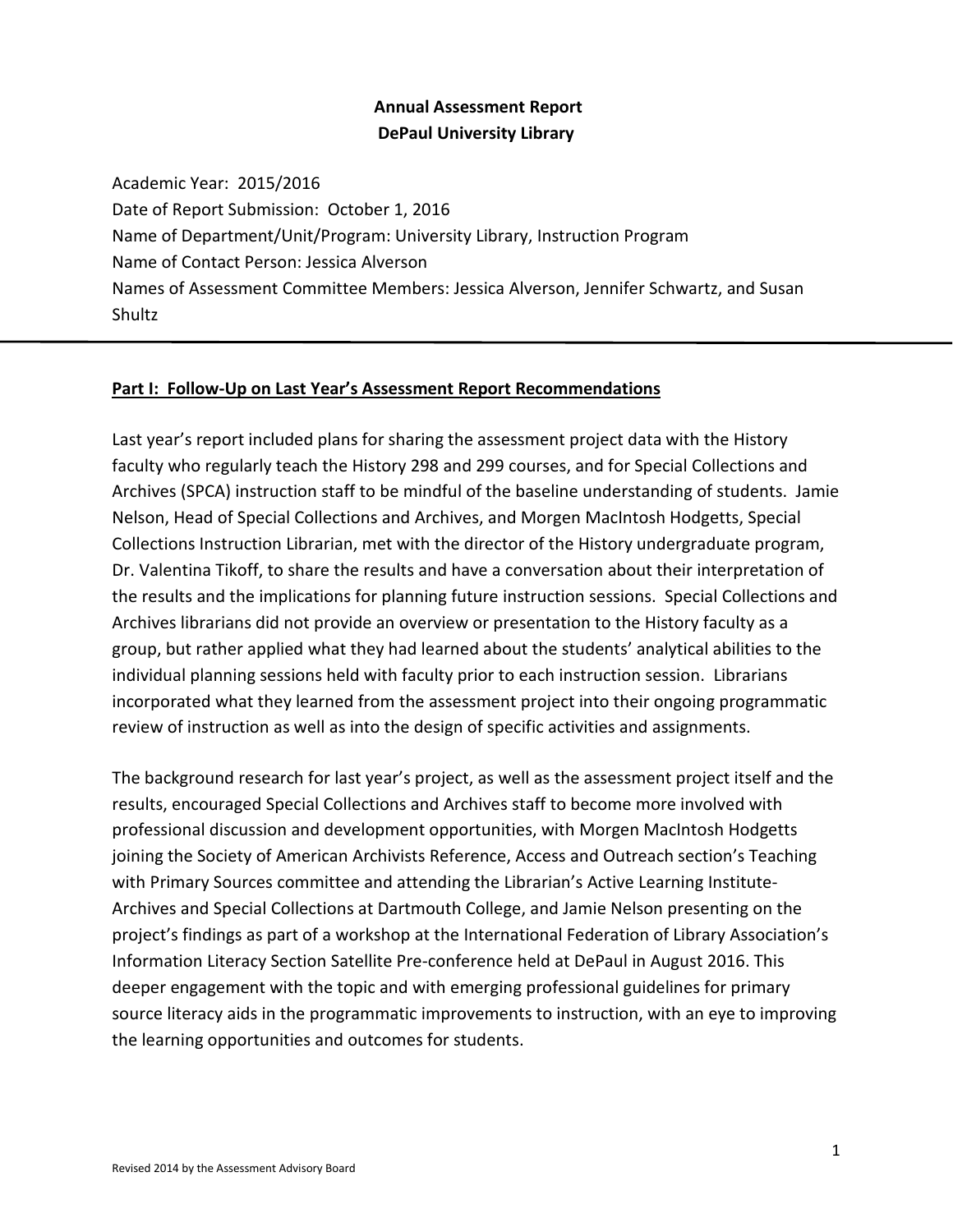**Annual Assessment Report**
**DePaul University Library**

Academic Year: 2015/2016
Date of Report Submission: October 1, 2016
Name of Department/Unit/Program: University Library, Instruction Program
Name of Contact Person: Jessica Alverson
Names of Assessment Committee Members: Jessica Alverson, Jennifer Schwartz, and Susan Shultz

---

## Part I: Follow-Up on Last Year's Assessment Report Recommendations

Last year's report included plans for sharing the assessment project data with the History faculty who regularly teach the History 298 and 299 courses, and for Special Collections and Archives (SPCA) instruction staff to be mindful of the baseline understanding of students. Jamie Nelson, Head of Special Collections and Archives, and Morgen MacIntosh Hodgetts, Special Collections Instruction Librarian, met with the director of the History undergraduate program, Dr. Valentina Tikoff, to share the results and have a conversation about their interpretation of the results and the implications for planning future instruction sessions. Special Collections and Archives librarians did not provide an overview or presentation to the History faculty as a group, but rather applied what they had learned about the students' analytical abilities to the individual planning sessions held with faculty prior to each instruction session. Librarians incorporated what they learned from the assessment project into their ongoing programmatic review of instruction as well as into the design of specific activities and assignments.

The background research for last year's project, as well as the assessment project itself and the results, encouraged Special Collections and Archives staff to become more involved with professional discussion and development opportunities, with Morgen MacIntosh Hodgetts joining the Society of American Archivists Reference, Access and Outreach section's Teaching with Primary Sources committee and attending the Librarian's Active Learning Institute-Archives and Special Collections at Dartmouth College, and Jamie Nelson presenting on the project's findings as part of a workshop at the International Federation of Library Association's Information Literacy Section Satellite Pre-conference held at DePaul in August 2016. This deeper engagement with the topic and with emerging professional guidelines for primary source literacy aids in the programmatic improvements to instruction, with an eye to improving the learning opportunities and outcomes for students.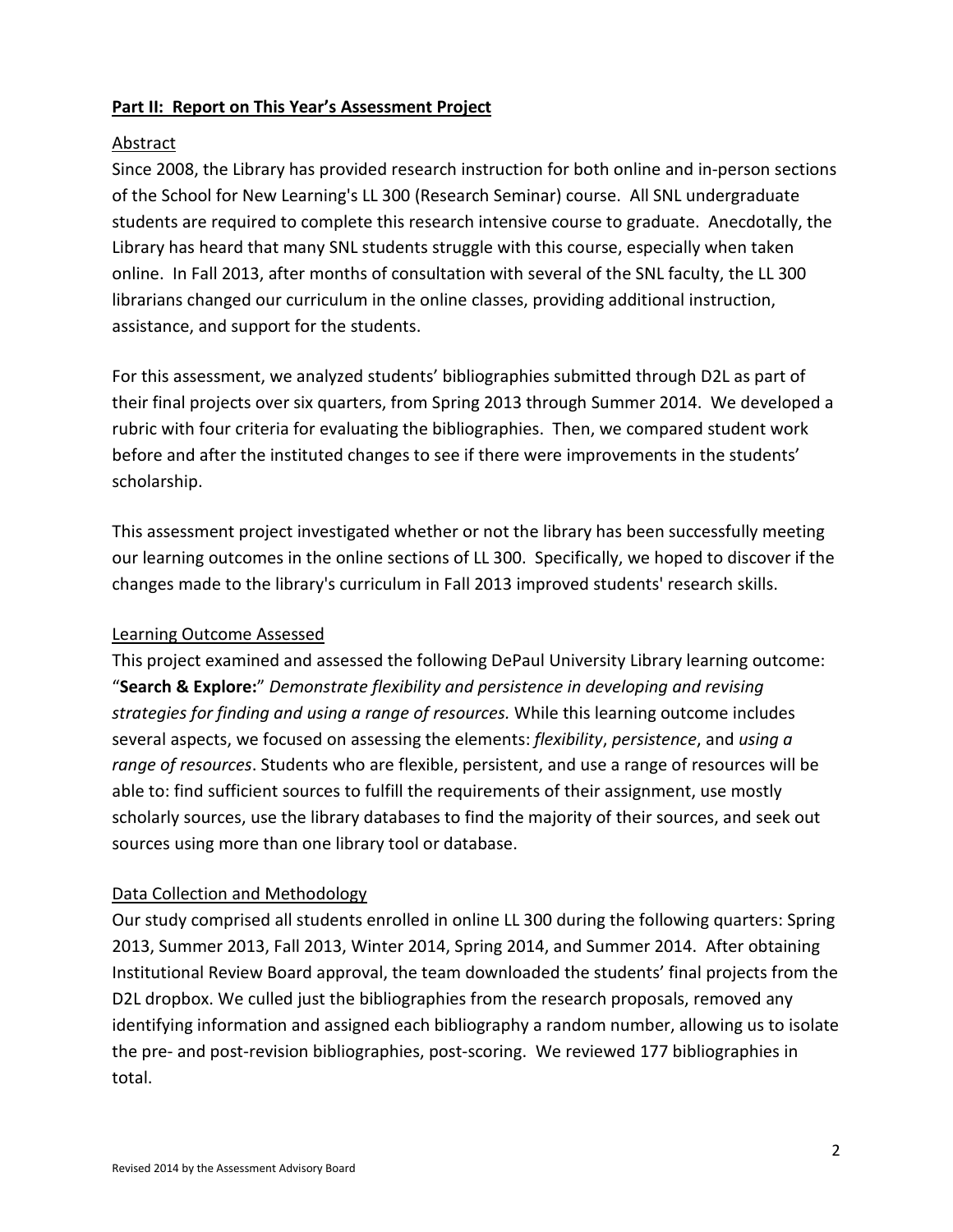**Part II: Report on This Year's Assessment Project**

Abstract

Since 2008, the Library has provided research instruction for both online and in-person sections of the School for New Learning's LL 300 (Research Seminar) course. All SNL undergraduate students are required to complete this research intensive course to graduate. Anecdotally, the Library has heard that many SNL students struggle with this course, especially when taken online. In Fall 2013, after months of consultation with several of the SNL faculty, the LL 300 librarians changed our curriculum in the online classes, providing additional instruction, assistance, and support for the students.

For this assessment, we analyzed students' bibliographies submitted through D2L as part of their final projects over six quarters, from Spring 2013 through Summer 2014. We developed a rubric with four criteria for evaluating the bibliographies. Then, we compared student work before and after the instituted changes to see if there were improvements in the students' scholarship.

This assessment project investigated whether or not the library has been successfully meeting our learning outcomes in the online sections of LL 300. Specifically, we hoped to discover if the changes made to the library's curriculum in Fall 2013 improved students' research skills.

Learning Outcome Assessed

This project examined and assessed the following DePaul University Library learning outcome: "**Search & Explore:**" *Demonstrate flexibility and persistence in developing and revising strategies for finding and using a range of resources.* While this learning outcome includes several aspects, we focused on assessing the elements: *flexibility*, *persistence*, and *using a range of resources*. Students who are flexible, persistent, and use a range of resources will be able to: find sufficient sources to fulfill the requirements of their assignment, use mostly scholarly sources, use the library databases to find the majority of their sources, and seek out sources using more than one library tool or database.

Data Collection and Methodology

Our study comprised all students enrolled in online LL 300 during the following quarters: Spring 2013, Summer 2013, Fall 2013, Winter 2014, Spring 2014, and Summer 2014. After obtaining Institutional Review Board approval, the team downloaded the students' final projects from the D2L dropbox. We culled just the bibliographies from the research proposals, removed any identifying information and assigned each bibliography a random number, allowing us to isolate the pre- and post-revision bibliographies, post-scoring. We reviewed 177 bibliographies in total.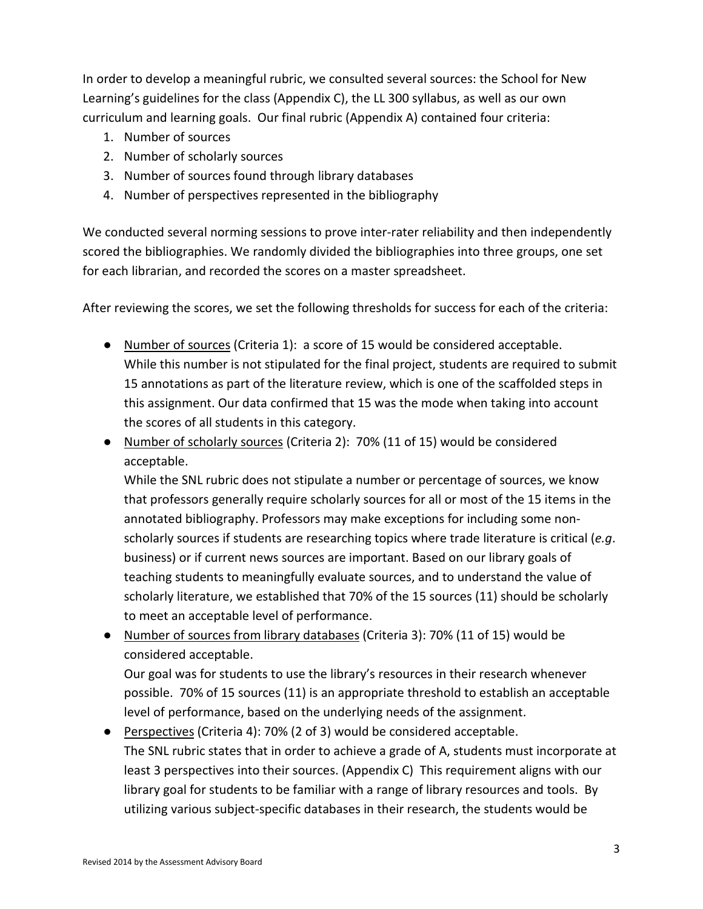In order to develop a meaningful rubric, we consulted several sources: the School for New Learning's guidelines for the class (Appendix C), the LL 300 syllabus, as well as our own curriculum and learning goals. Our final rubric (Appendix A) contained four criteria:

1. Number of sources
2. Number of scholarly sources
3. Number of sources found through library databases
4. Number of perspectives represented in the bibliography

We conducted several norming sessions to prove inter-rater reliability and then independently scored the bibliographies. We randomly divided the bibliographies into three groups, one set for each librarian, and recorded the scores on a master spreadsheet.

After reviewing the scores, we set the following thresholds for success for each of the criteria:

- Number of sources (Criteria 1): a score of 15 would be considered acceptable. While this number is not stipulated for the final project, students are required to submit 15 annotations as part of the literature review, which is one of the scaffolded steps in this assignment. Our data confirmed that 15 was the mode when taking into account the scores of all students in this category.
- Number of scholarly sources (Criteria 2): 70% (11 of 15) would be considered acceptable. While the SNL rubric does not stipulate a number or percentage of sources, we know that professors generally require scholarly sources for all or most of the 15 items in the annotated bibliography. Professors may make exceptions for including some non-scholarly sources if students are researching topics where trade literature is critical (*e.g*. business) or if current news sources are important. Based on our library goals of teaching students to meaningfully evaluate sources, and to understand the value of scholarly literature, we established that 70% of the 15 sources (11) should be scholarly to meet an acceptable level of performance.
- Number of sources from library databases (Criteria 3): 70% (11 of 15) would be considered acceptable. Our goal was for students to use the library's resources in their research whenever possible. 70% of 15 sources (11) is an appropriate threshold to establish an acceptable level of performance, based on the underlying needs of the assignment.
- Perspectives (Criteria 4): 70% (2 of 3) would be considered acceptable. The SNL rubric states that in order to achieve a grade of A, students must incorporate at least 3 perspectives into their sources. (Appendix C) This requirement aligns with our library goal for students to be familiar with a range of library resources and tools. By utilizing various subject-specific databases in their research, the students would be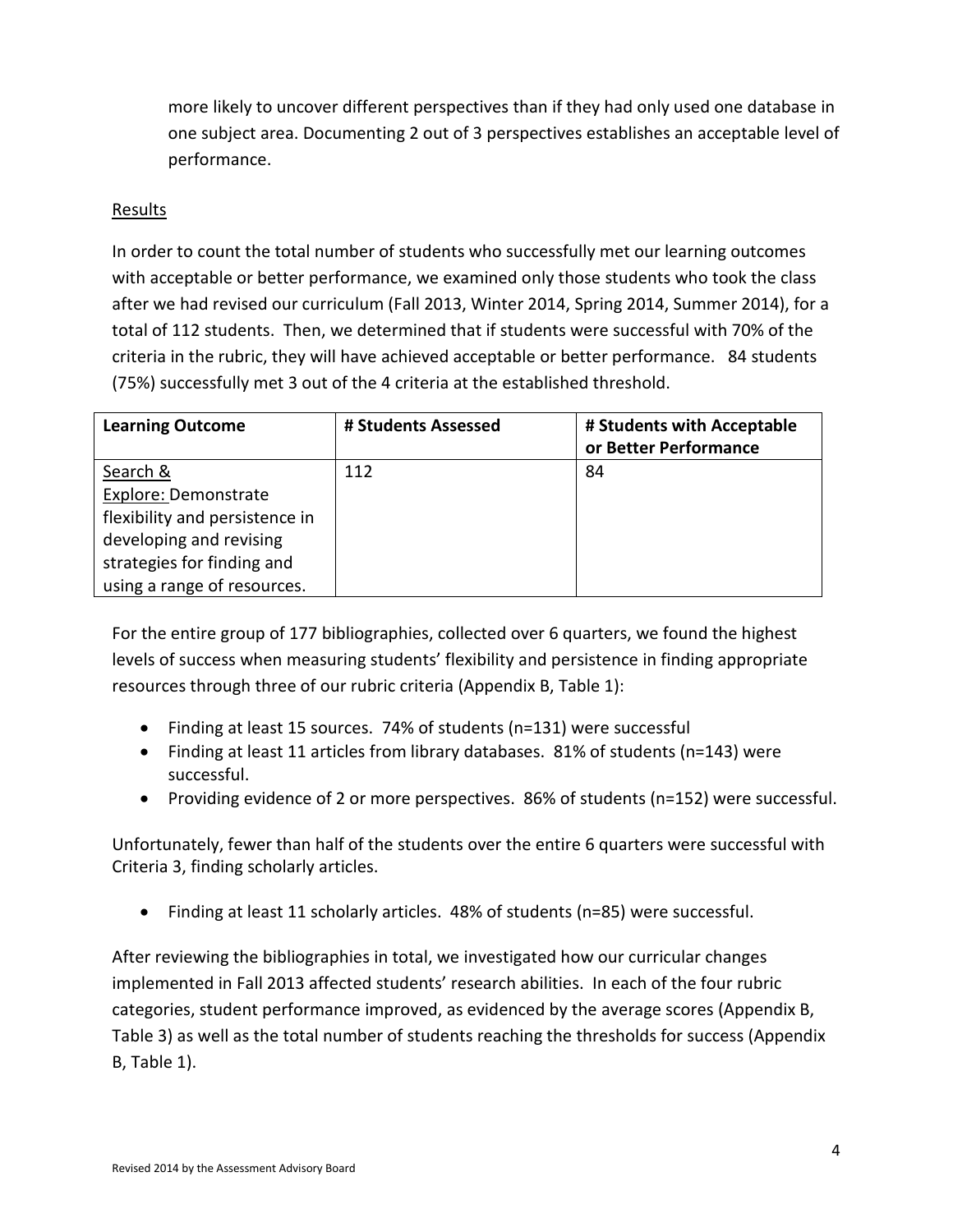more likely to uncover different perspectives than if they had only used one database in one subject area. Documenting 2 out of 3 perspectives establishes an acceptable level of performance.

Results

In order to count the total number of students who successfully met our learning outcomes with acceptable or better performance, we examined only those students who took the class after we had revised our curriculum (Fall 2013, Winter 2014, Spring 2014, Summer 2014), for a total of 112 students. Then, we determined that if students were successful with 70% of the criteria in the rubric, they will have achieved acceptable or better performance. 84 students (75%) successfully met 3 out of the 4 criteria at the established threshold.

| **Learning Outcome** | **# Students Assessed** | **# Students with Acceptable or Better Performance** |
|---|---|---|
| Search & Explore: Demonstrate flexibility and persistence in developing and revising strategies for finding and using a range of resources. | 112 | 84 |

For the entire group of 177 bibliographies, collected over 6 quarters, we found the highest levels of success when measuring students' flexibility and persistence in finding appropriate resources through three of our rubric criteria (Appendix B, Table 1):

- Finding at least 15 sources. 74% of students (n=131) were successful
- Finding at least 11 articles from library databases. 81% of students (n=143) were successful.
- Providing evidence of 2 or more perspectives. 86% of students (n=152) were successful.

Unfortunately, fewer than half of the students over the entire 6 quarters were successful with Criteria 3, finding scholarly articles.

- Finding at least 11 scholarly articles. 48% of students (n=85) were successful.

After reviewing the bibliographies in total, we investigated how our curricular changes implemented in Fall 2013 affected students' research abilities. In each of the four rubric categories, student performance improved, as evidenced by the average scores (Appendix B, Table 3) as well as the total number of students reaching the thresholds for success (Appendix B, Table 1).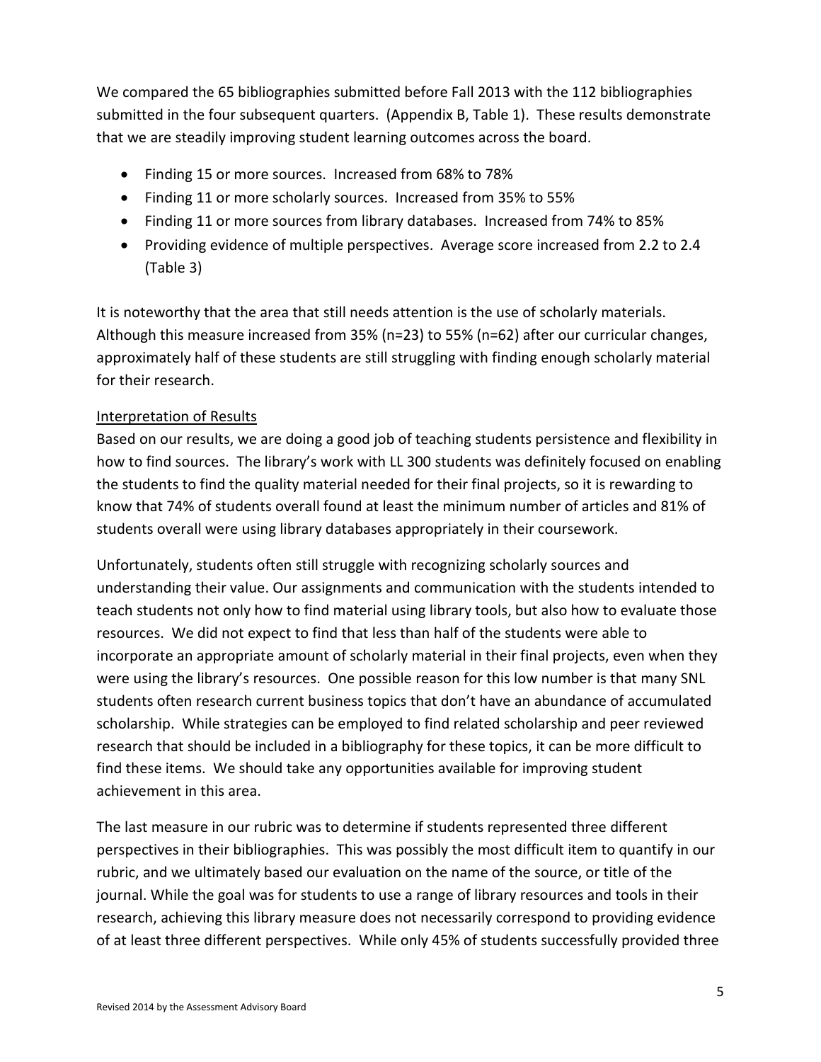We compared the 65 bibliographies submitted before Fall 2013 with the 112 bibliographies submitted in the four subsequent quarters. (Appendix B, Table 1). These results demonstrate that we are steadily improving student learning outcomes across the board.

- Finding 15 or more sources. Increased from 68% to 78%
- Finding 11 or more scholarly sources. Increased from 35% to 55%
- Finding 11 or more sources from library databases. Increased from 74% to 85%
- Providing evidence of multiple perspectives. Average score increased from 2.2 to 2.4 (Table 3)

It is noteworthy that the area that still needs attention is the use of scholarly materials. Although this measure increased from 35% (n=23) to 55% (n=62) after our curricular changes, approximately half of these students are still struggling with finding enough scholarly material for their research.

<u>Interpretation of Results</u>

Based on our results, we are doing a good job of teaching students persistence and flexibility in how to find sources. The library's work with LL 300 students was definitely focused on enabling the students to find the quality material needed for their final projects, so it is rewarding to know that 74% of students overall found at least the minimum number of articles and 81% of students overall were using library databases appropriately in their coursework.

Unfortunately, students often still struggle with recognizing scholarly sources and understanding their value. Our assignments and communication with the students intended to teach students not only how to find material using library tools, but also how to evaluate those resources. We did not expect to find that less than half of the students were able to incorporate an appropriate amount of scholarly material in their final projects, even when they were using the library's resources. One possible reason for this low number is that many SNL students often research current business topics that don't have an abundance of accumulated scholarship. While strategies can be employed to find related scholarship and peer reviewed research that should be included in a bibliography for these topics, it can be more difficult to find these items. We should take any opportunities available for improving student achievement in this area.

The last measure in our rubric was to determine if students represented three different perspectives in their bibliographies. This was possibly the most difficult item to quantify in our rubric, and we ultimately based our evaluation on the name of the source, or title of the journal. While the goal was for students to use a range of library resources and tools in their research, achieving this library measure does not necessarily correspond to providing evidence of at least three different perspectives. While only 45% of students successfully provided three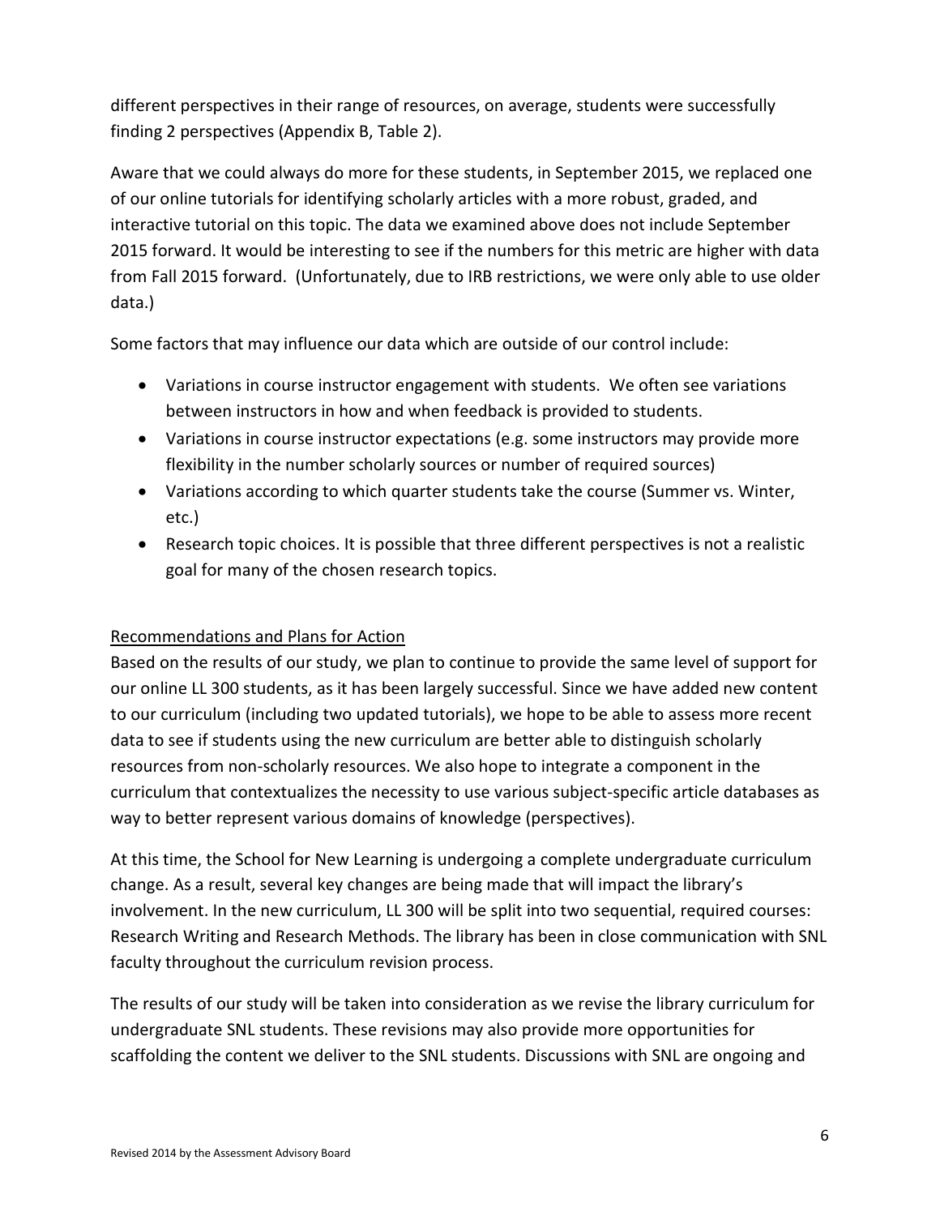different perspectives in their range of resources, on average, students were successfully finding 2 perspectives (Appendix B, Table 2).

Aware that we could always do more for these students, in September 2015, we replaced one of our online tutorials for identifying scholarly articles with a more robust, graded, and interactive tutorial on this topic. The data we examined above does not include September 2015 forward. It would be interesting to see if the numbers for this metric are higher with data from Fall 2015 forward. (Unfortunately, due to IRB restrictions, we were only able to use older data.)

Some factors that may influence our data which are outside of our control include:

- Variations in course instructor engagement with students. We often see variations between instructors in how and when feedback is provided to students.
- Variations in course instructor expectations (e.g. some instructors may provide more flexibility in the number scholarly sources or number of required sources)
- Variations according to which quarter students take the course (Summer vs. Winter, etc.)
- Research topic choices. It is possible that three different perspectives is not a realistic goal for many of the chosen research topics.

<u>Recommendations and Plans for Action</u>

Based on the results of our study, we plan to continue to provide the same level of support for our online LL 300 students, as it has been largely successful. Since we have added new content to our curriculum (including two updated tutorials), we hope to be able to assess more recent data to see if students using the new curriculum are better able to distinguish scholarly resources from non-scholarly resources. We also hope to integrate a component in the curriculum that contextualizes the necessity to use various subject-specific article databases as way to better represent various domains of knowledge (perspectives).

At this time, the School for New Learning is undergoing a complete undergraduate curriculum change. As a result, several key changes are being made that will impact the library's involvement. In the new curriculum, LL 300 will be split into two sequential, required courses: Research Writing and Research Methods. The library has been in close communication with SNL faculty throughout the curriculum revision process.

The results of our study will be taken into consideration as we revise the library curriculum for undergraduate SNL students. These revisions may also provide more opportunities for scaffolding the content we deliver to the SNL students. Discussions with SNL are ongoing and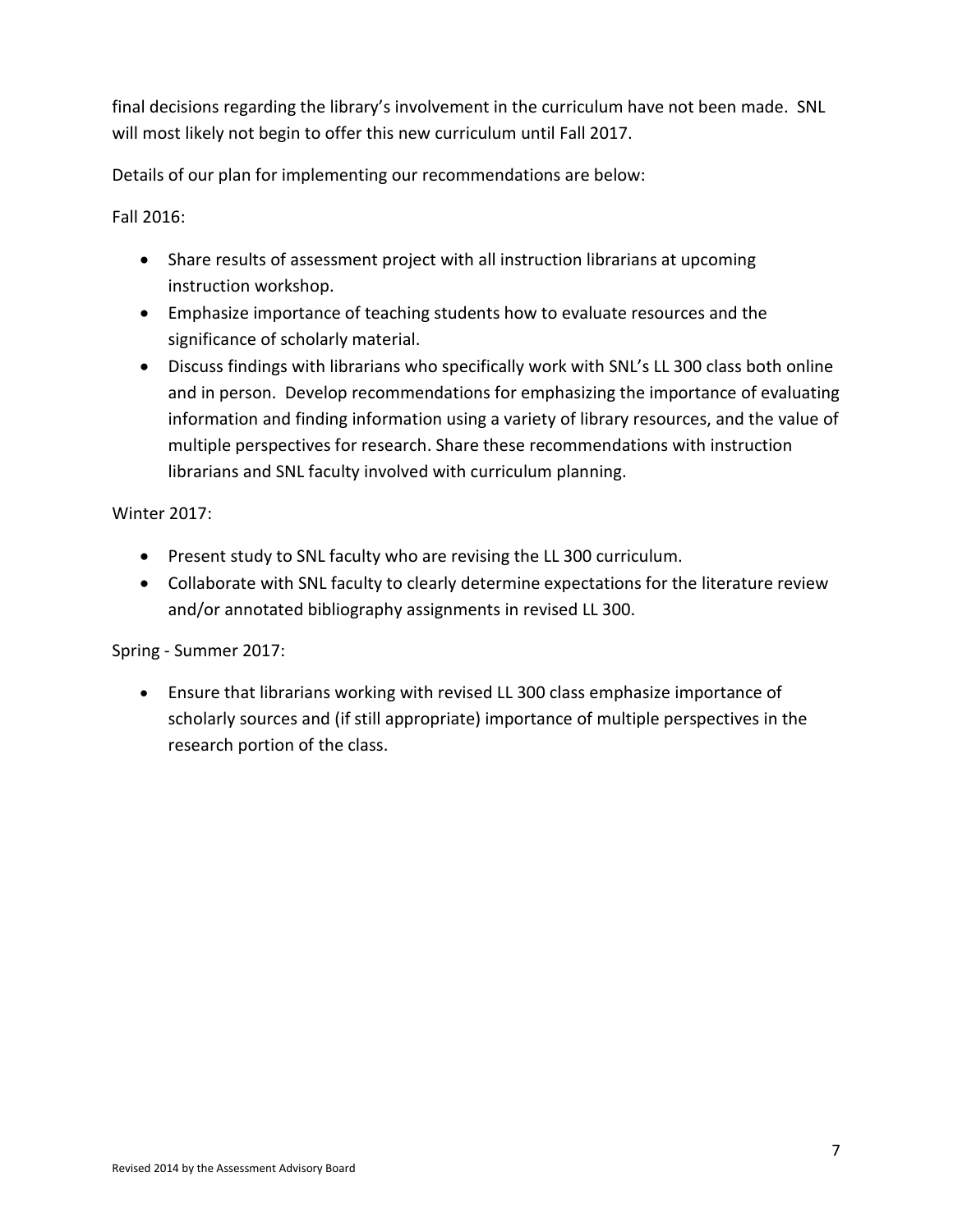final decisions regarding the library's involvement in the curriculum have not been made. SNL will most likely not begin to offer this new curriculum until Fall 2017.

Details of our plan for implementing our recommendations are below:

Fall 2016:

- Share results of assessment project with all instruction librarians at upcoming instruction workshop.
- Emphasize importance of teaching students how to evaluate resources and the significance of scholarly material.
- Discuss findings with librarians who specifically work with SNL's LL 300 class both online and in person. Develop recommendations for emphasizing the importance of evaluating information and finding information using a variety of library resources, and the value of multiple perspectives for research. Share these recommendations with instruction librarians and SNL faculty involved with curriculum planning.

Winter 2017:

- Present study to SNL faculty who are revising the LL 300 curriculum.
- Collaborate with SNL faculty to clearly determine expectations for the literature review and/or annotated bibliography assignments in revised LL 300.

Spring - Summer 2017:

- Ensure that librarians working with revised LL 300 class emphasize importance of scholarly sources and (if still appropriate) importance of multiple perspectives in the research portion of the class.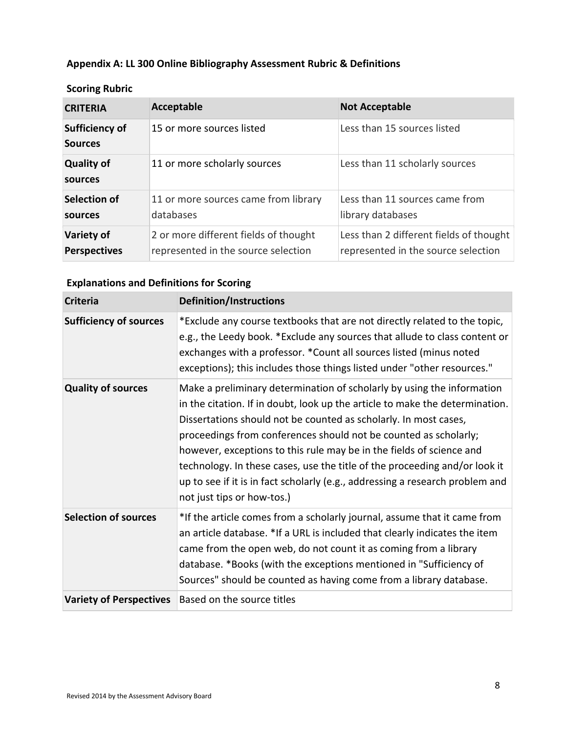## Appendix A: LL 300 Online Bibliography Assessment Rubric & Definitions

### Scoring Rubric

| CRITERIA | Acceptable | Not Acceptable |
|---|---|---|
| **Sufficiency of Sources** | 15 or more sources listed | Less than 15 sources listed |
| **Quality of sources** | 11 or more scholarly sources | Less than 11 scholarly sources |
| **Selection of sources** | 11 or more sources came from library databases | Less than 11 sources came from library databases |
| **Variety of Perspectives** | 2 or more different fields of thought represented in the source selection | Less than 2 different fields of thought represented in the source selection |

### Explanations and Definitions for Scoring

| Criteria | Definition/Instructions |
|---|---|
| **Sufficiency of sources** | *Exclude any course textbooks that are not directly related to the topic, e.g., the Leedy book. *Exclude any sources that allude to class content or exchanges with a professor. *Count all sources listed (minus noted exceptions); this includes those things listed under "other resources." |
| **Quality of sources** | Make a preliminary determination of scholarly by using the information in the citation. If in doubt, look up the article to make the determination. Dissertations should not be counted as scholarly. In most cases, proceedings from conferences should not be counted as scholarly; however, exceptions to this rule may be in the fields of science and technology. In these cases, use the title of the proceeding and/or look it up to see if it is in fact scholarly (e.g., addressing a research problem and not just tips or how-tos.) |
| **Selection of sources** | *If the article comes from a scholarly journal, assume that it came from an article database. *If a URL is included that clearly indicates the item came from the open web, do not count it as coming from a library database. *Books (with the exceptions mentioned in "Sufficiency of Sources" should be counted as having come from a library database. |
| **Variety of Perspectives** | Based on the source titles |

Revised 2014 by the Assessment Advisory Board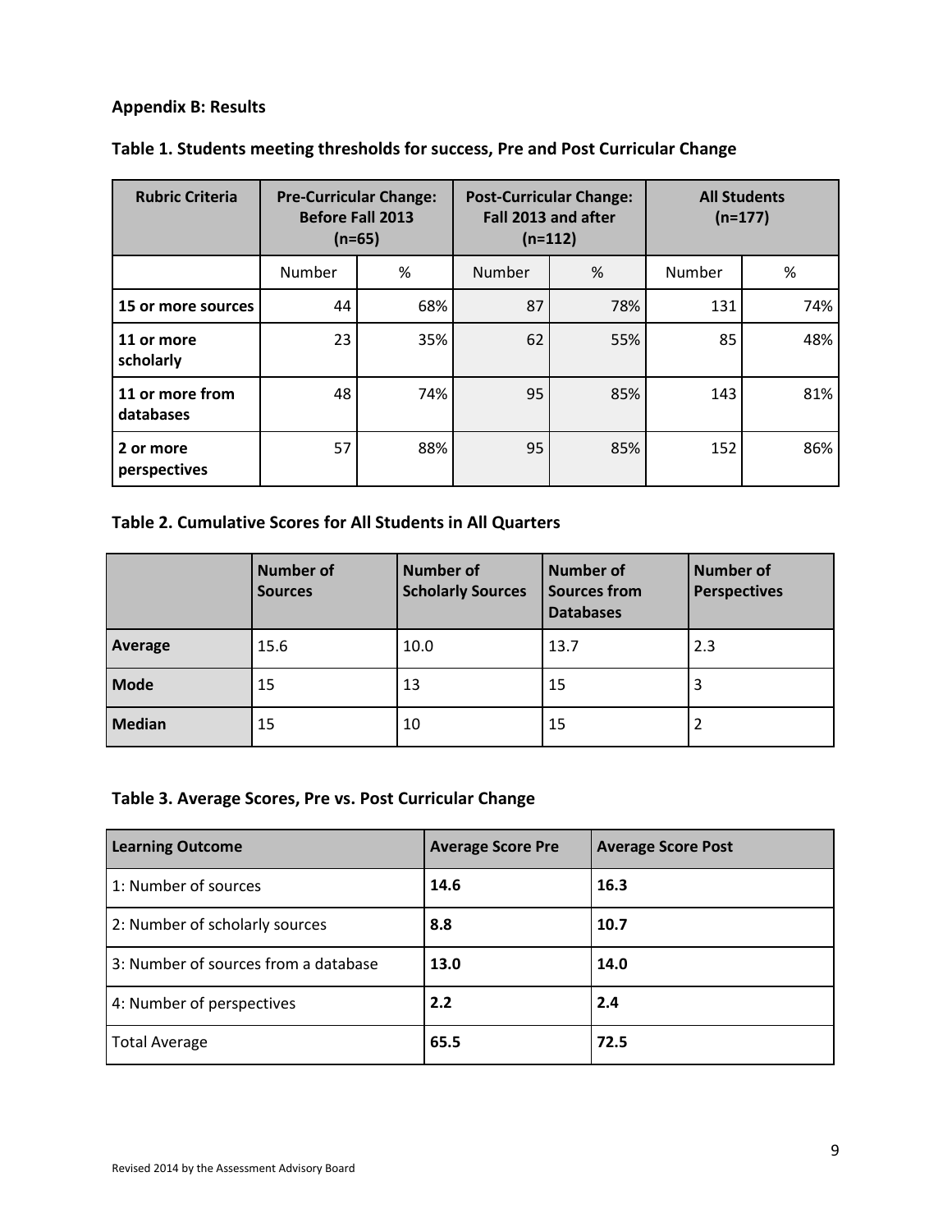## Appendix B: Results

### Table 1. Students meeting thresholds for success, Pre and Post Curricular Change

| Rubric Criteria | Pre-Curricular Change: Before Fall 2013 (n=65) | | Post-Curricular Change: Fall 2013 and after (n=112) | | All Students (n=177) | |
|---|---|---|---|---|---|---|
| | Number | % | Number | % | Number | % |
| **15 or more sources** | 44 | 68% | 87 | 78% | 131 | 74% |
| **11 or more scholarly** | 23 | 35% | 62 | 55% | 85 | 48% |
| **11 or more from databases** | 48 | 74% | 95 | 85% | 143 | 81% |
| **2 or more perspectives** | 57 | 88% | 95 | 85% | 152 | 86% |

### Table 2. Cumulative Scores for All Students in All Quarters

| | Number of Sources | Number of Scholarly Sources | Number of Sources from Databases | Number of Perspectives |
|---|---|---|---|---|
| **Average** | 15.6 | 10.0 | 13.7 | 2.3 |
| **Mode** | 15 | 13 | 15 | 3 |
| **Median** | 15 | 10 | 15 | 2 |

### Table 3. Average Scores, Pre vs. Post Curricular Change

| Learning Outcome | Average Score Pre | Average Score Post |
|---|---|---|
| 1: Number of sources | **14.6** | **16.3** |
| 2: Number of scholarly sources | **8.8** | **10.7** |
| 3: Number of sources from a database | **13.0** | **14.0** |
| 4: Number of perspectives | **2.2** | **2.4** |
| Total Average | **65.5** | **72.5** |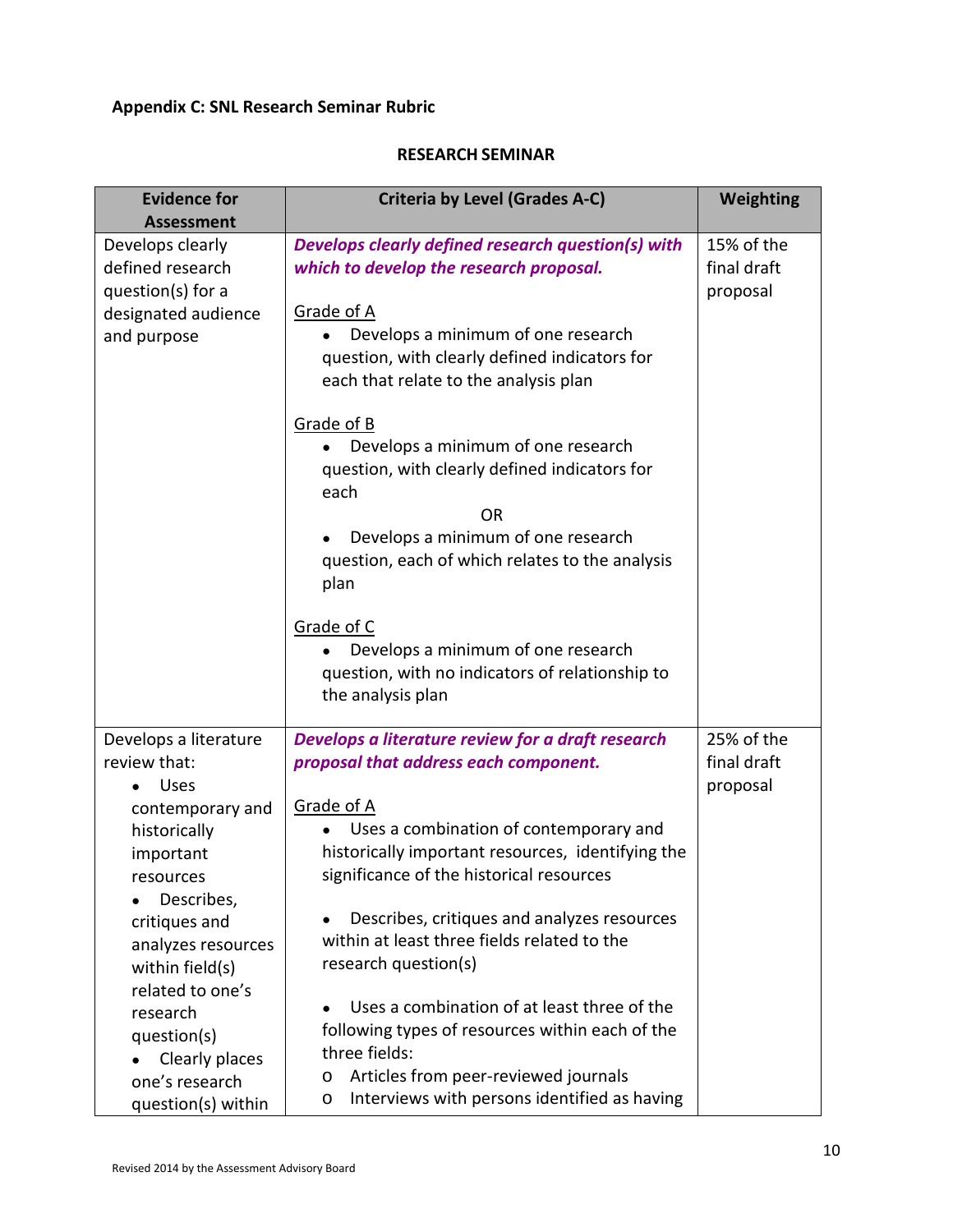**Appendix C: SNL Research Seminar Rubric**

**RESEARCH SEMINAR**

| Evidence for Assessment | Criteria by Level (Grades A-C) | Weighting |
|---|---|---|
| Develops clearly defined research question(s) for a designated audience and purpose | ***Develops clearly defined research question(s) with which to develop the research proposal.*** <br><br> Grade of A <br> • Develops a minimum of one research question, with clearly defined indicators for each that relate to the analysis plan <br><br> Grade of B <br> • Develops a minimum of one research question, with clearly defined indicators for each <br> OR <br> • Develops a minimum of one research question, each of which relates to the analysis plan <br><br> Grade of C <br> • Develops a minimum of one research question, with no indicators of relationship to the analysis plan | 15% of the final draft proposal |
| Develops a literature review that: <br> • Uses contemporary and historically important resources <br> • Describes, critiques and analyzes resources within field(s) related to one's research question(s) <br> • Clearly places one's research question(s) within | ***Develops a literature review for a draft research proposal that address each component.*** <br><br> Grade of A <br> • Uses a combination of contemporary and historically important resources, identifying the significance of the historical resources <br><br> • Describes, critiques and analyzes resources within at least three fields related to the research question(s) <br><br> • Uses a combination of at least three of the following types of resources within each of the three fields: <br> o Articles from peer-reviewed journals <br> o Interviews with persons identified as having | 25% of the final draft proposal |

Revised 2014 by the Assessment Advisory Board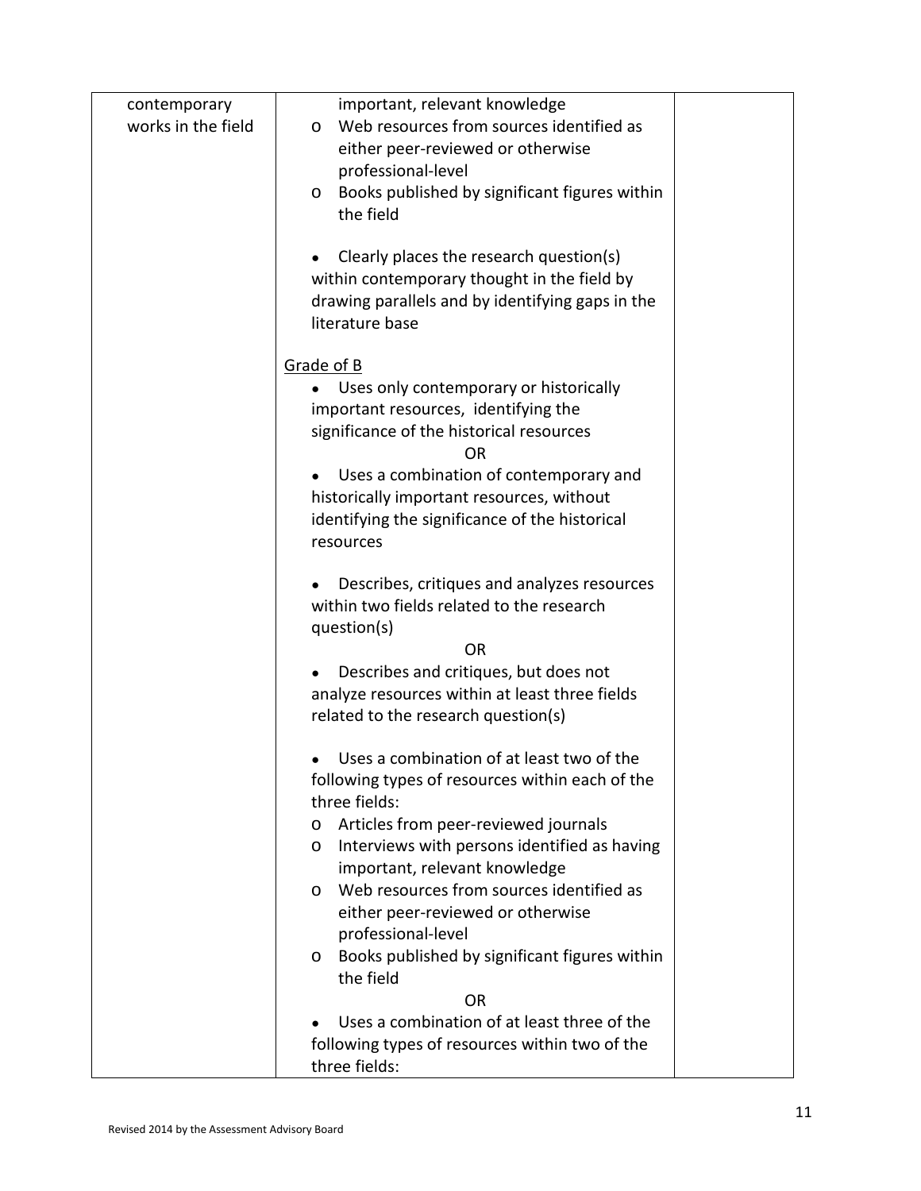| contemporary works in the field | important, relevant knowledge<br>o Web resources from sources identified as either peer-reviewed or otherwise professional-level<br>o Books published by significant figures within the field<br><br>• Clearly places the research question(s) within contemporary thought in the field by drawing parallels and by identifying gaps in the literature base<br><br><u>Grade of B</u><br>• Uses only contemporary or historically important resources, identifying the significance of the historical resources<br>OR<br>• Uses a combination of contemporary and historically important resources, without identifying the significance of the historical resources<br><br>• Describes, critiques and analyzes resources within two fields related to the research question(s)<br>OR<br>• Describes and critiques, but does not analyze resources within at least three fields related to the research question(s)<br><br>• Uses a combination of at least two of the following types of resources within each of the three fields:<br>o Articles from peer-reviewed journals<br>o Interviews with persons identified as having important, relevant knowledge<br>o Web resources from sources identified as either peer-reviewed or otherwise professional-level<br>o Books published by significant figures within the field<br>OR<br>• Uses a combination of at least three of the following types of resources within two of the three fields: | |
|---|---|---|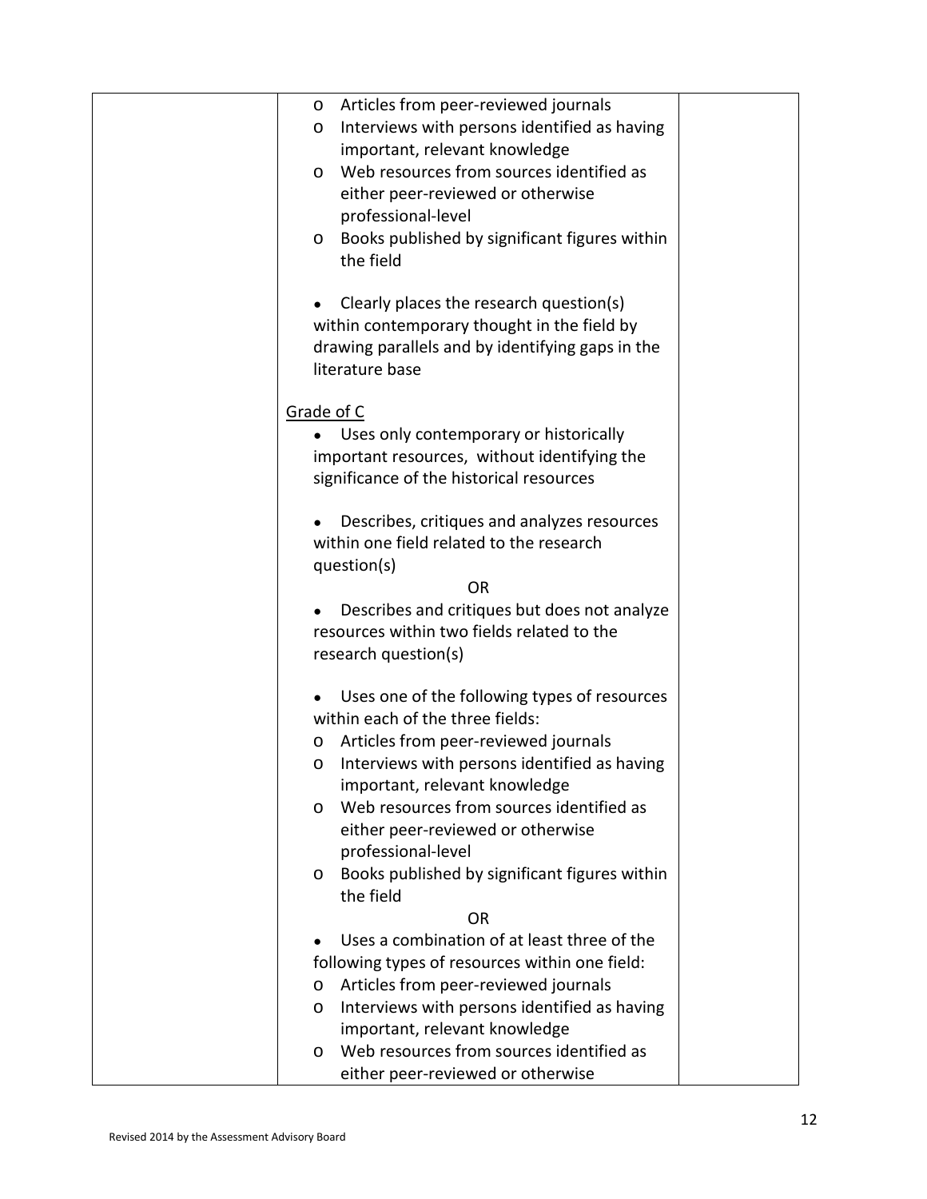| | | |
|---|---|---|
| | o Articles from peer-reviewed journals<br>o Interviews with persons identified as having important, relevant knowledge<br>o Web resources from sources identified as either peer-reviewed or otherwise professional-level<br>o Books published by significant figures within the field<br><br>• Clearly places the research question(s) within contemporary thought in the field by drawing parallels and by identifying gaps in the literature base<br><br><u>Grade of C</u><br>• Uses only contemporary or historically important resources, without identifying the significance of the historical resources<br><br>• Describes, critiques and analyzes resources within one field related to the research question(s)<br>OR<br>• Describes and critiques but does not analyze resources within two fields related to the research question(s)<br><br>• Uses one of the following types of resources within each of the three fields:<br>o Articles from peer-reviewed journals<br>o Interviews with persons identified as having important, relevant knowledge<br>o Web resources from sources identified as either peer-reviewed or otherwise professional-level<br>o Books published by significant figures within the field<br>OR<br>• Uses a combination of at least three of the following types of resources within one field:<br>o Articles from peer-reviewed journals<br>o Interviews with persons identified as having important, relevant knowledge<br>o Web resources from sources identified as either peer-reviewed or otherwise | |

Revised 2014 by the Assessment Advisory Board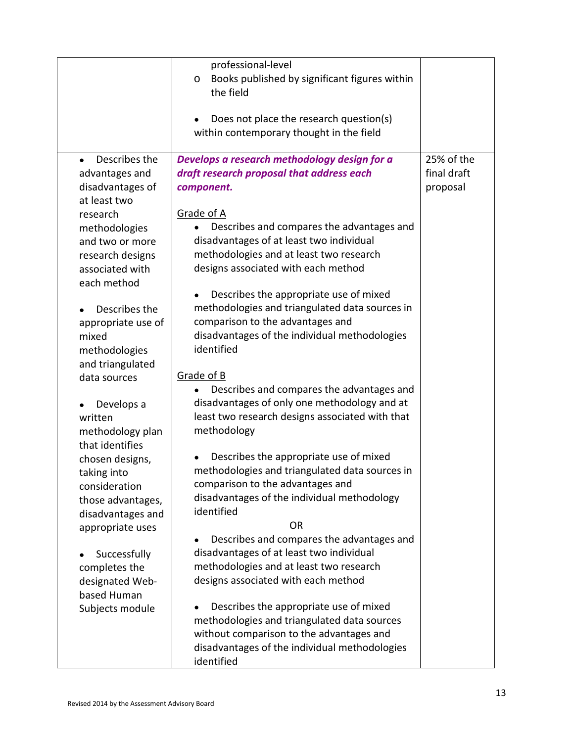| | | |
|---|---|---|
| | professional-level<br>o Books published by significant figures within the field<br><br>• Does not place the research question(s) within contemporary thought in the field | |
| • Describes the advantages and disadvantages of at least two research methodologies and two or more research designs associated with each method<br><br>• Describes the appropriate use of mixed methodologies and triangulated data sources<br><br>• Develops a written methodology plan that identifies chosen designs, taking into consideration those advantages, disadvantages and appropriate uses<br><br>• Successfully completes the designated Web-based Human Subjects module | ***Develops a research methodology design for a draft research proposal that address each component.***<br><br>Grade of A<br>• Describes and compares the advantages and disadvantages of at least two individual methodologies and at least two research designs associated with each method<br><br>• Describes the appropriate use of mixed methodologies and triangulated data sources in comparison to the advantages and disadvantages of the individual methodologies identified<br><br>Grade of B<br>• Describes and compares the advantages and disadvantages of only one methodology and at least two research designs associated with that methodology<br><br>• Describes the appropriate use of mixed methodologies and triangulated data sources in comparison to the advantages and disadvantages of the individual methodology identified<br>OR<br>• Describes and compares the advantages and disadvantages of at least two individual methodologies and at least two research designs associated with each method<br><br>• Describes the appropriate use of mixed methodologies and triangulated data sources without comparison to the advantages and disadvantages of the individual methodologies identified | 25% of the final draft proposal |

Revised 2014 by the Assessment Advisory Board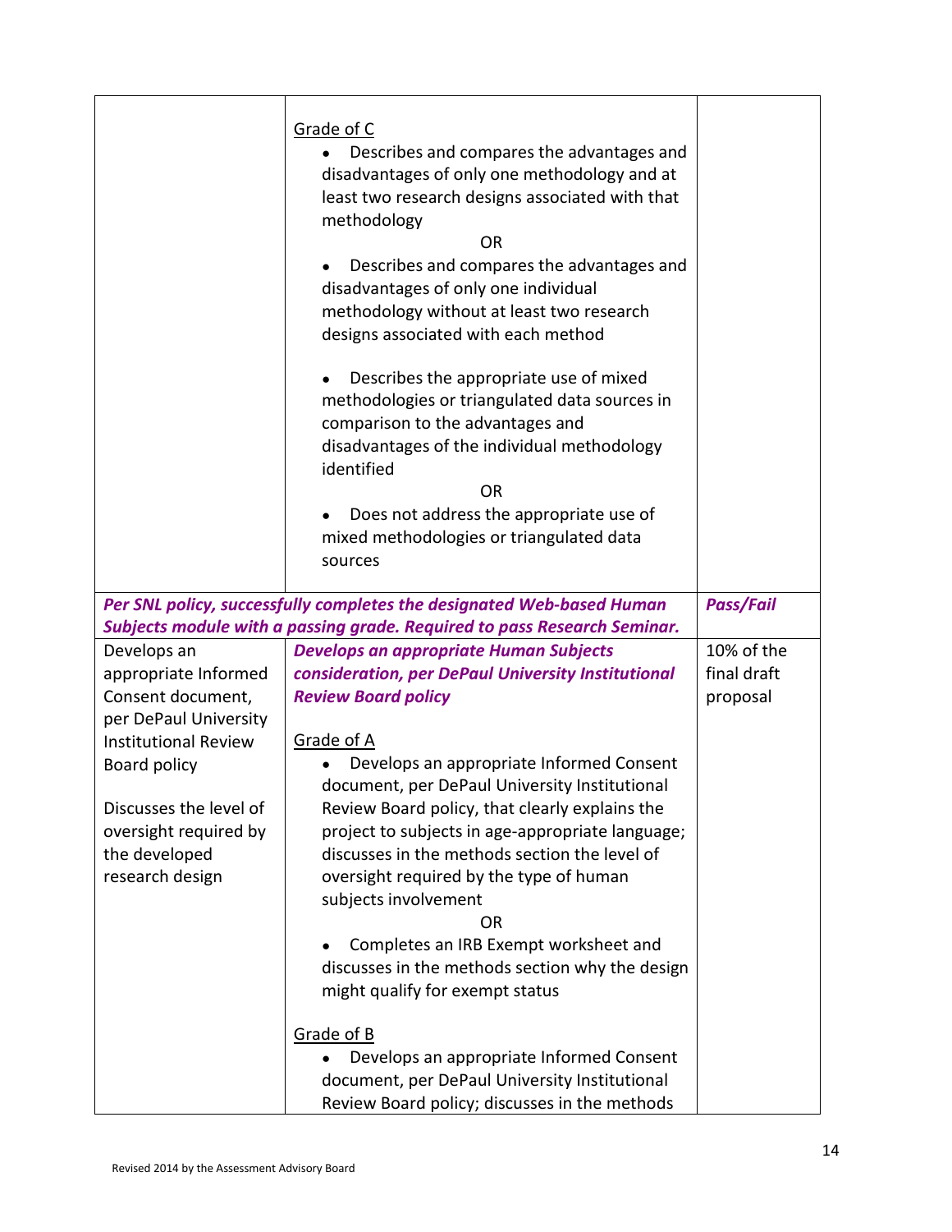| | | |
|---|---|---|
| | Grade of C<br>• Describes and compares the advantages and disadvantages of only one methodology and at least two research designs associated with that methodology<br>OR<br>• Describes and compares the advantages and disadvantages of only one individual methodology without at least two research designs associated with each method<br><br>• Describes the appropriate use of mixed methodologies or triangulated data sources in comparison to the advantages and disadvantages of the individual methodology identified<br>OR<br>• Does not address the appropriate use of mixed methodologies or triangulated data sources | |
| ***Per SNL policy, successfully completes the designated Web-based Human Subjects module with a passing grade. Required to pass Research Seminar.*** | | ***Pass/Fail*** |
| Develops an appropriate Informed Consent document, per DePaul University Institutional Review Board policy<br><br>Discusses the level of oversight required by the developed research design | ***Develops an appropriate Human Subjects consideration, per DePaul University Institutional Review Board policy***<br><br>Grade of A<br>• Develops an appropriate Informed Consent document, per DePaul University Institutional Review Board policy, that clearly explains the project to subjects in age-appropriate language; discusses in the methods section the level of oversight required by the type of human subjects involvement<br>OR<br>• Completes an IRB Exempt worksheet and discusses in the methods section why the design might qualify for exempt status<br><br>Grade of B<br>• Develops an appropriate Informed Consent document, per DePaul University Institutional Review Board policy; discusses in the methods | 10% of the final draft proposal |

Revised 2014 by the Assessment Advisory Board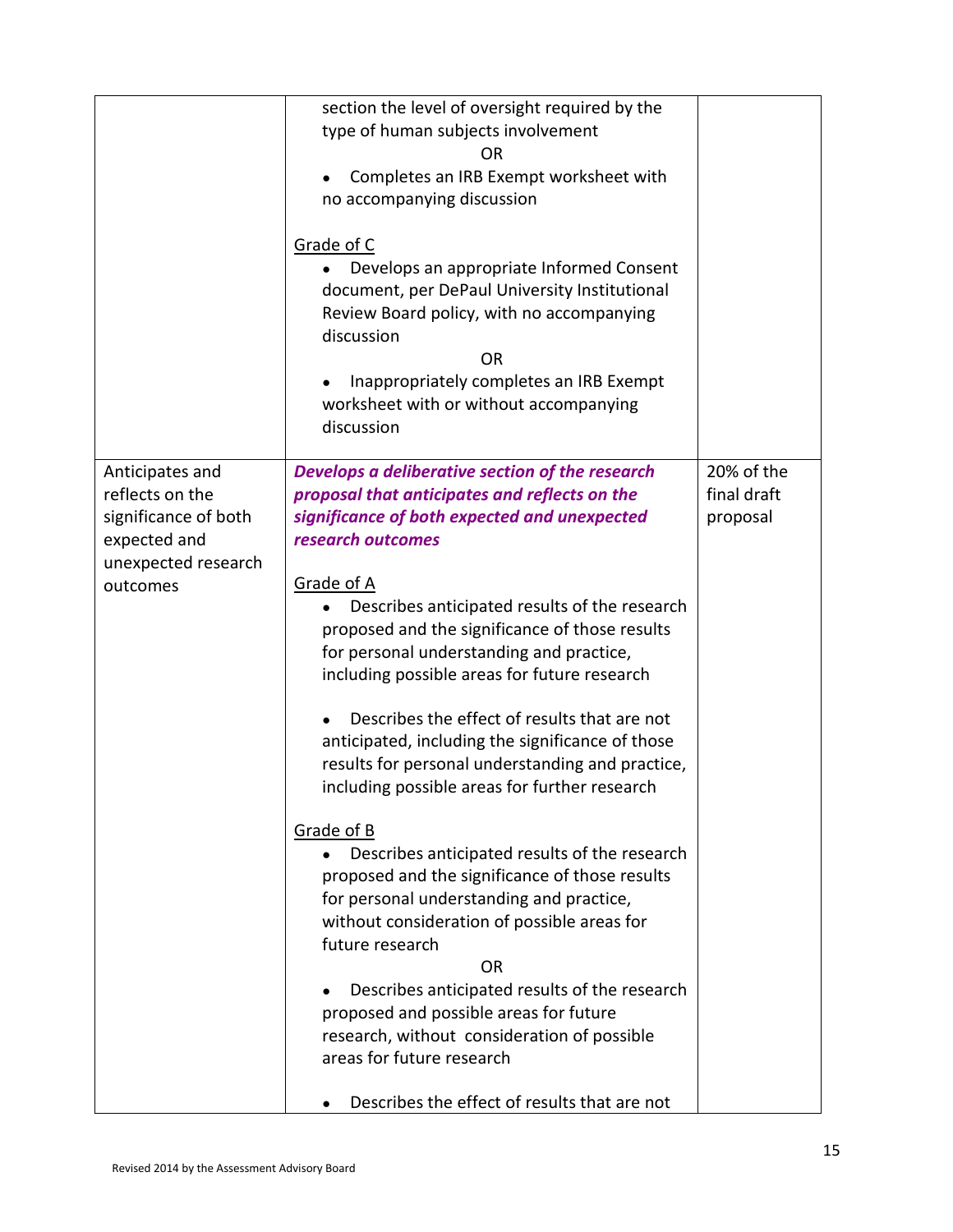| | | |
|---|---|---|
| | section the level of oversight required by the type of human subjects involvement<br>OR<br>• Completes an IRB Exempt worksheet with no accompanying discussion<br><br><u>Grade of C</u><br>• Develops an appropriate Informed Consent document, per DePaul University Institutional Review Board policy, with no accompanying discussion<br>OR<br>• Inappropriately completes an IRB Exempt worksheet with or without accompanying discussion | |
| Anticipates and reflects on the significance of both expected and unexpected research outcomes | ***Develops a deliberative section of the research proposal that anticipates and reflects on the significance of both expected and unexpected research outcomes***<br><br><u>Grade of A</u><br>• Describes anticipated results of the research proposed and the significance of those results for personal understanding and practice, including possible areas for future research<br><br>• Describes the effect of results that are not anticipated, including the significance of those results for personal understanding and practice, including possible areas for further research<br><br><u>Grade of B</u><br>• Describes anticipated results of the research proposed and the significance of those results for personal understanding and practice, without consideration of possible areas for future research<br>OR<br>• Describes anticipated results of the research proposed and possible areas for future research, without consideration of possible areas for future research<br><br>• Describes the effect of results that are not | 20% of the final draft proposal |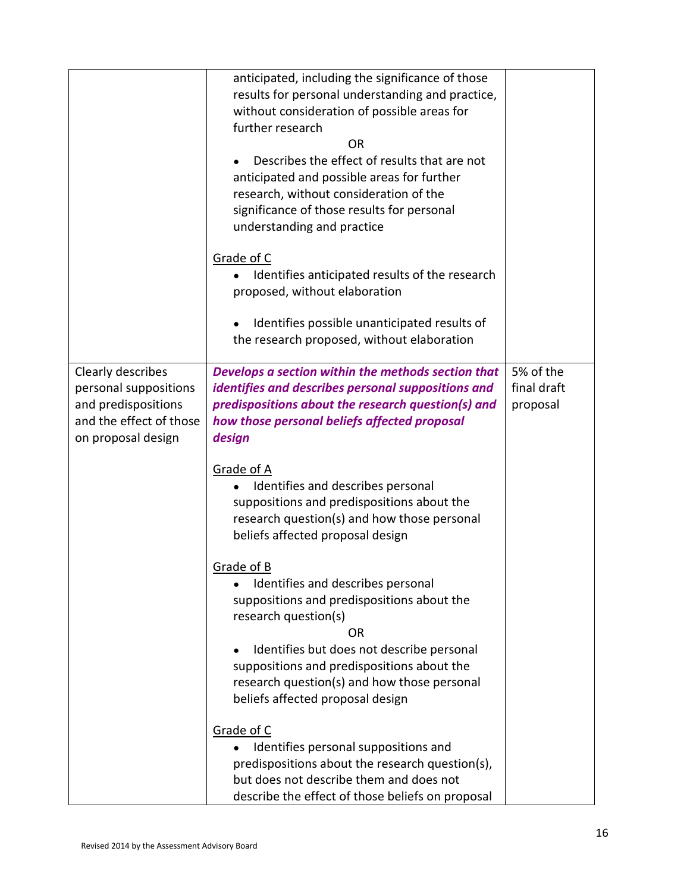| | | |
|---|---|---|
| | anticipated, including the significance of those results for personal understanding and practice, without consideration of possible areas for further research<br>OR<br>• Describes the effect of results that are not anticipated and possible areas for further research, without consideration of the significance of those results for personal understanding and practice<br><br><u>Grade of C</u><br>• Identifies anticipated results of the research proposed, without elaboration<br><br>• Identifies possible unanticipated results of the research proposed, without elaboration | |
| Clearly describes personal suppositions and predispositions and the effect of those on proposal design | ***Develops a section within the methods section that identifies and describes personal suppositions and predispositions about the research question(s) and how those personal beliefs affected proposal design***<br><br><u>Grade of A</u><br>• Identifies and describes personal suppositions and predispositions about the research question(s) and how those personal beliefs affected proposal design<br><br><u>Grade of B</u><br>• Identifies and describes personal suppositions and predispositions about the research question(s)<br>OR<br>• Identifies but does not describe personal suppositions and predispositions about the research question(s) and how those personal beliefs affected proposal design<br><br><u>Grade of C</u><br>• Identifies personal suppositions and predispositions about the research question(s), but does not describe them and does not describe the effect of those beliefs on proposal | 5% of the final draft proposal |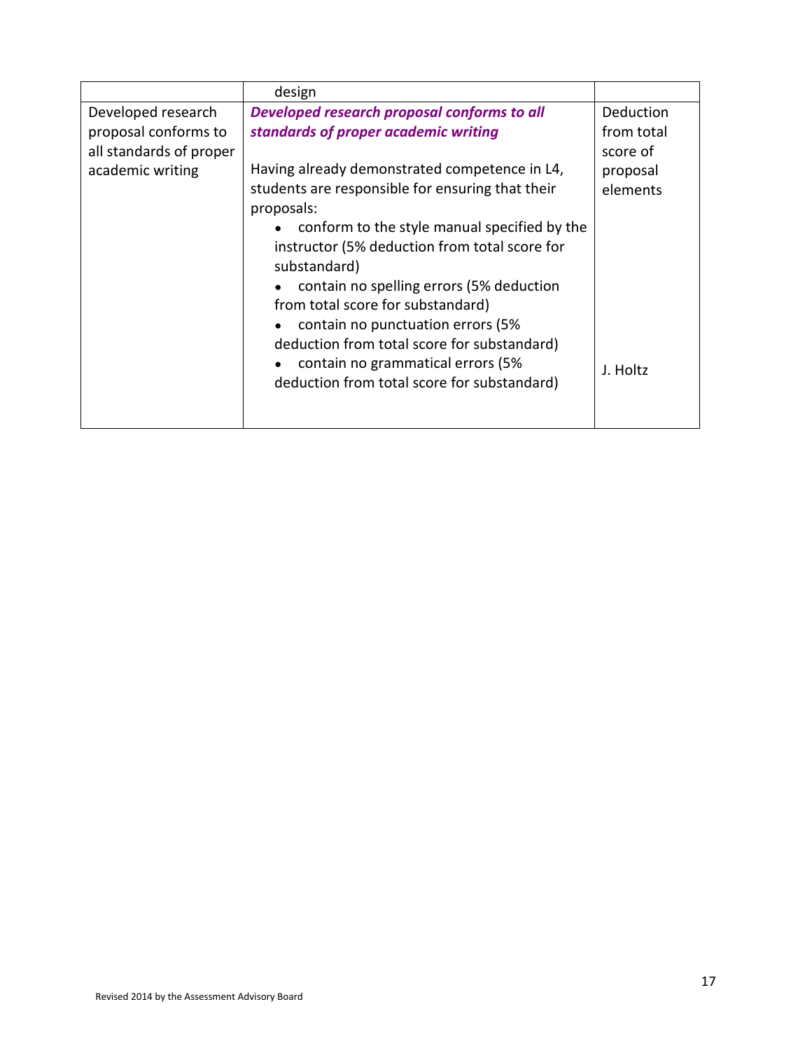| | | |
|---|---|---|
| | design | |
| Developed research proposal conforms to all standards of proper academic writing | ***Developed research proposal conforms to all standards of proper academic writing***<br><br>Having already demonstrated competence in L4, students are responsible for ensuring that their proposals:<br>• conform to the style manual specified by the instructor (5% deduction from total score for substandard)<br>• contain no spelling errors (5% deduction from total score for substandard)<br>• contain no punctuation errors (5% deduction from total score for substandard)<br>• contain no grammatical errors (5% deduction from total score for substandard) | Deduction from total score of proposal elements<br><br>J. Holtz |

Revised 2014 by the Assessment Advisory Board